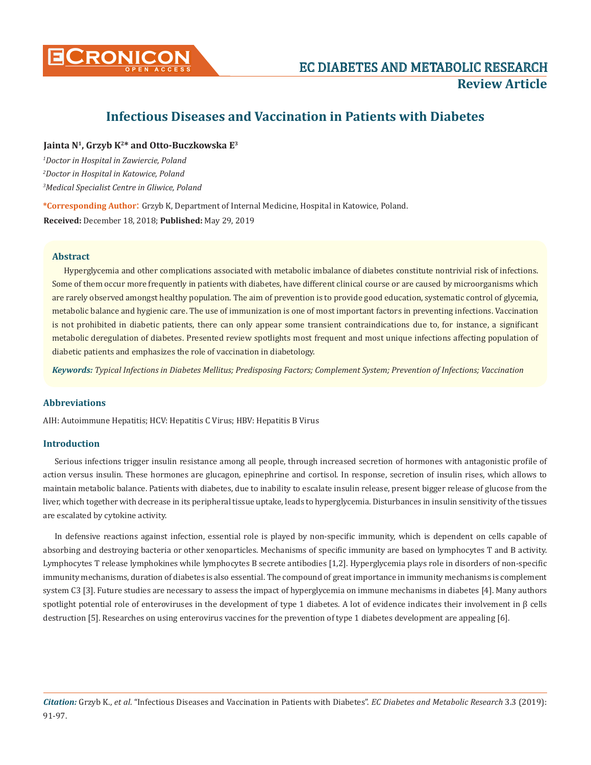# Infectious Diseases and Vaccination in Patients with Diabetes

**Jainta N[1], Grzyb K[2]* and Otto-Buczkowska E[3]**

*[1]Doctor in Hospital in Zawiercie, Poland*

*[2]Doctor in Hospital in Katowice, Poland*

*[3]Medical Specialist Centre in Gliwice, Poland*

***Corresponding Author**: Grzyb K, Department of Internal Medicine, Hospital in Katowice, Poland.

**Received:** December 18, 2018; **Published:** May 29, 2019

## Abstract

Hyperglycemia and other complications associated with metabolic imbalance of diabetes constitute nontrivial risk of infections. Some of them occur more frequently in patients with diabetes, have different clinical course or are caused by microorganisms which are rarely observed amongst healthy population. The aim of prevention is to provide good education, systematic control of glycemia, metabolic balance and hygienic care. The use of immunization is one of most important factors in preventing infections. Vaccination is not prohibited in diabetic patients, there can only appear some transient contraindications due to, for instance, a significant metabolic deregulation of diabetes. Presented review spotlights most frequent and most unique infections affecting population of diabetic patients and emphasizes the role of vaccination in diabetology.

***Keywords:*** *Typical Infections in Diabetes Mellitus; Predisposing Factors; Complement System; Prevention of Infections; Vaccination*

## Abbreviations

AIH: Autoimmune Hepatitis; HCV: Hepatitis C Virus; HBV: Hepatitis B Virus

## Introduction

Serious infections trigger insulin resistance among all people, through increased secretion of hormones with antagonistic profile of action versus insulin. These hormones are glucagon, epinephrine and cortisol. In response, secretion of insulin rises, which allows to maintain metabolic balance. Patients with diabetes, due to inability to escalate insulin release, present bigger release of glucose from the liver, which together with decrease in its peripheral tissue uptake, leads to hyperglycemia. Disturbances in insulin sensitivity of the tissues are escalated by cytokine activity.

In defensive reactions against infection, essential role is played by non-specific immunity, which is dependent on cells capable of absorbing and destroying bacteria or other xenoparticles. Mechanisms of specific immunity are based on lymphocytes T and B activity. Lymphocytes T release lymphokines while lymphocytes B secrete antibodies [1,2]. Hyperglycemia plays role in disorders of non-specific immunity mechanisms, duration of diabetes is also essential. The compound of great importance in immunity mechanisms is complement system C3 [3]. Future studies are necessary to assess the impact of hyperglycemia on immune mechanisms in diabetes [4]. Many authors spotlight potential role of enteroviruses in the development of type 1 diabetes. A lot of evidence indicates their involvement in β cells destruction [5]. Researches on using enterovirus vaccines for the prevention of type 1 diabetes development are appealing [6].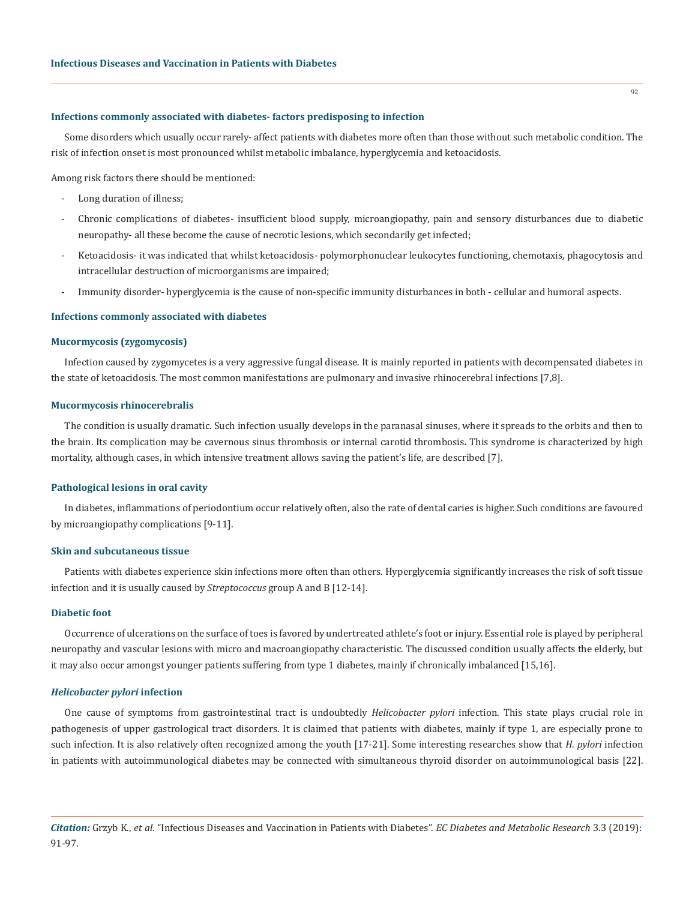### Infections commonly associated with diabetes- factors predisposing to infection

Some disorders which usually occur rarely- affect patients with diabetes more often than those without such metabolic condition. The risk of infection onset is most pronounced whilst metabolic imbalance, hyperglycemia and ketoacidosis.

Among risk factors there should be mentioned:

- Long duration of illness;
- Chronic complications of diabetes- insufficient blood supply, microangiopathy, pain and sensory disturbances due to diabetic neuropathy- all these become the cause of necrotic lesions, which secondarily get infected;
- Ketoacidosis- it was indicated that whilst ketoacidosis- polymorphonuclear leukocytes functioning, chemotaxis, phagocytosis and intracellular destruction of microorganisms are impaired;
- Immunity disorder- hyperglycemia is the cause of non-specific immunity disturbances in both - cellular and humoral aspects.

### Infections commonly associated with diabetes

#### Mucormycosis (zygomycosis)

Infection caused by zygomycetes is a very aggressive fungal disease. It is mainly reported in patients with decompensated diabetes in the state of ketoacidosis. The most common manifestations are pulmonary and invasive rhinocerebral infections [7,8].

#### Mucormycosis rhinocerebralis

The condition is usually dramatic. Such infection usually develops in the paranasal sinuses, where it spreads to the orbits and then to the brain. Its complication may be cavernous sinus thrombosis or internal carotid thrombosis**.** This syndrome is characterized by high mortality, although cases, in which intensive treatment allows saving the patient's life, are described [7].

#### Pathological lesions in oral cavity

In diabetes, inflammations of periodontium occur relatively often, also the rate of dental caries is higher. Such conditions are favoured by microangiopathy complications [9-11].

#### Skin and subcutaneous tissue

Patients with diabetes experience skin infections more often than others. Hyperglycemia significantly increases the risk of soft tissue infection and it is usually caused by *Streptococcus* group A and B [12-14].

#### Diabetic foot

Occurrence of ulcerations on the surface of toes is favored by undertreated athlete's foot or injury. Essential role is played by peripheral neuropathy and vascular lesions with micro and macroangiopathy characteristic. The discussed condition usually affects the elderly, but it may also occur amongst younger patients suffering from type 1 diabetes, mainly if chronically imbalanced [15,16].

#### *Helicobacter pylori* infection

One cause of symptoms from gastrointestinal tract is undoubtedly *Helicobacter pylori* infection. This state plays crucial role in pathogenesis of upper gastrological tract disorders. It is claimed that patients with diabetes, mainly if type 1, are especially prone to such infection. It is also relatively often recognized among the youth [17-21]. Some interesting researches show that *H. pylori* infection in patients with autoimmunological diabetes may be connected with simultaneous thyroid disorder on autoimmunological basis [22].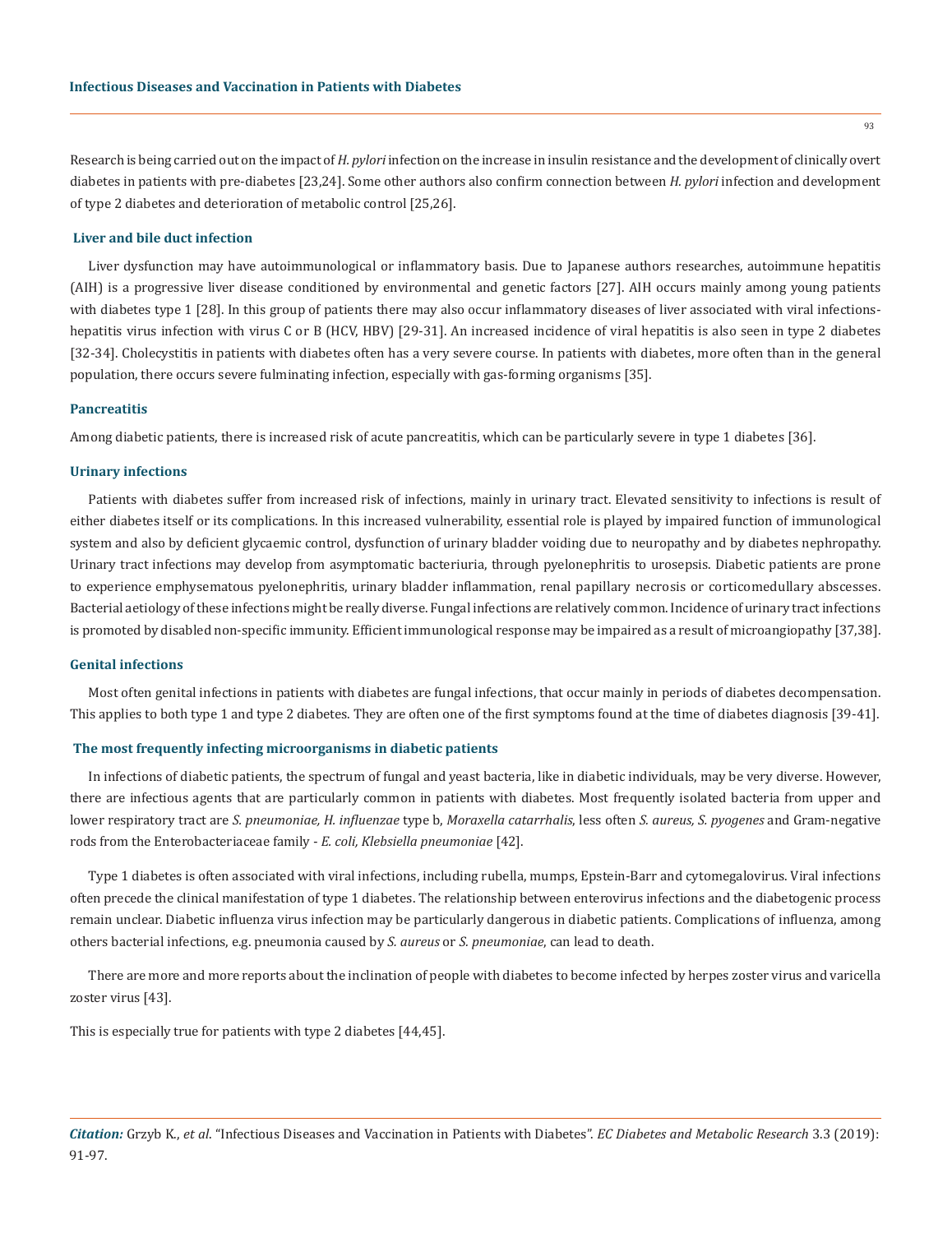Research is being carried out on the impact of *H. pylori* infection on the increase in insulin resistance and the development of clinically overt diabetes in patients with pre-diabetes [23,24]. Some other authors also confirm connection between *H. pylori* infection and development of type 2 diabetes and deterioration of metabolic control [25,26].

### Liver and bile duct infection

Liver dysfunction may have autoimmunological or inflammatory basis. Due to Japanese authors researches, autoimmune hepatitis (AIH) is a progressive liver disease conditioned by environmental and genetic factors [27]. AIH occurs mainly among young patients with diabetes type 1 [28]. In this group of patients there may also occur inflammatory diseases of liver associated with viral infections-hepatitis virus infection with virus C or B (HCV, HBV) [29-31]. An increased incidence of viral hepatitis is also seen in type 2 diabetes [32-34]. Cholecystitis in patients with diabetes often has a very severe course. In patients with diabetes, more often than in the general population, there occurs severe fulminating infection, especially with gas-forming organisms [35].

### Pancreatitis

Among diabetic patients, there is increased risk of acute pancreatitis, which can be particularly severe in type 1 diabetes [36].

### Urinary infections

Patients with diabetes suffer from increased risk of infections, mainly in urinary tract. Elevated sensitivity to infections is result of either diabetes itself or its complications. In this increased vulnerability, essential role is played by impaired function of immunological system and also by deficient glycaemic control, dysfunction of urinary bladder voiding due to neuropathy and by diabetes nephropathy. Urinary tract infections may develop from asymptomatic bacteriuria, through pyelonephritis to urosepsis. Diabetic patients are prone to experience emphysematous pyelonephritis, urinary bladder inflammation, renal papillary necrosis or corticomedullary abscesses. Bacterial aetiology of these infections might be really diverse. Fungal infections are relatively common. Incidence of urinary tract infections is promoted by disabled non-specific immunity. Efficient immunological response may be impaired as a result of microangiopathy [37,38].

### Genital infections

Most often genital infections in patients with diabetes are fungal infections, that occur mainly in periods of diabetes decompensation. This applies to both type 1 and type 2 diabetes. They are often one of the first symptoms found at the time of diabetes diagnosis [39-41].

### The most frequently infecting microorganisms in diabetic patients

In infections of diabetic patients, the spectrum of fungal and yeast bacteria, like in diabetic individuals, may be very diverse. However, there are infectious agents that are particularly common in patients with diabetes. Most frequently isolated bacteria from upper and lower respiratory tract are *S. pneumoniae, H. influenzae* type b, *Moraxella catarrhalis*, less often *S. aureus, S. pyogenes* and Gram-negative rods from the Enterobacteriaceae family - *E. coli, Klebsiella pneumoniae* [42].

Type 1 diabetes is often associated with viral infections, including rubella, mumps, Epstein-Barr and cytomegalovirus. Viral infections often precede the clinical manifestation of type 1 diabetes. The relationship between enterovirus infections and the diabetogenic process remain unclear. Diabetic influenza virus infection may be particularly dangerous in diabetic patients. Complications of influenza, among others bacterial infections, e.g. pneumonia caused by *S. aureus* or *S. pneumoniae*, can lead to death.

There are more and more reports about the inclination of people with diabetes to become infected by herpes zoster virus and varicella zoster virus [43].

This is especially true for patients with type 2 diabetes [44,45].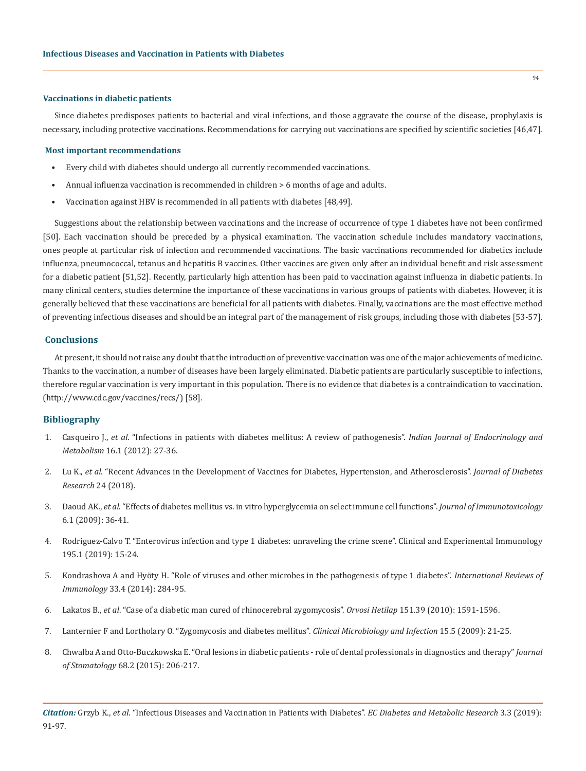### Vaccinations in diabetic patients

Since diabetes predisposes patients to bacterial and viral infections, and those aggravate the course of the disease, prophylaxis is necessary, including protective vaccinations. Recommendations for carrying out vaccinations are specified by scientific societies [46,47].

### Most important recommendations

- Every child with diabetes should undergo all currently recommended vaccinations.
- Annual influenza vaccination is recommended in children > 6 months of age and adults.
- Vaccination against HBV is recommended in all patients with diabetes [48,49].

Suggestions about the relationship between vaccinations and the increase of occurrence of type 1 diabetes have not been confirmed [50]. Each vaccination should be preceded by a physical examination. The vaccination schedule includes mandatory vaccinations, ones people at particular risk of infection and recommended vaccinations. The basic vaccinations recommended for diabetics include influenza, pneumococcal, tetanus and hepatitis B vaccines. Other vaccines are given only after an individual benefit and risk assessment for a diabetic patient [51,52]. Recently, particularly high attention has been paid to vaccination against influenza in diabetic patients. In many clinical centers, studies determine the importance of these vaccinations in various groups of patients with diabetes. However, it is generally believed that these vaccinations are beneficial for all patients with diabetes. Finally, vaccinations are the most effective method of preventing infectious diseases and should be an integral part of the management of risk groups, including those with diabetes [53-57].

## Conclusions

At present, it should not raise any doubt that the introduction of preventive vaccination was one of the major achievements of medicine. Thanks to the vaccination, a number of diseases have been largely eliminated. Diabetic patients are particularly susceptible to infections, therefore regular vaccination is very important in this population. There is no evidence that diabetes is a contraindication to vaccination. (http://www.cdc.gov/vaccines/recs/) [58].

## Bibliography

1. Casqueiro J., *et al*. "Infections in patients with diabetes mellitus: A review of pathogenesis". *Indian Journal of Endocrinology and Metabolism* 16.1 (2012): 27-36.
2. Lu K., *et al*. "Recent Advances in the Development of Vaccines for Diabetes, Hypertension, and Atherosclerosis". *Journal of Diabetes Research* 24 (2018).
3. Daoud AK., *et al*. "Effects of diabetes mellitus vs. in vitro hyperglycemia on select immune cell functions". *Journal of Immunotoxicology* 6.1 (2009): 36-41.
4. Rodriguez-Calvo T. "Enterovirus infection and type 1 diabetes: unraveling the crime scene". Clinical and Experimental Immunology 195.1 (2019): 15-24.
5. Kondrashova A and Hyöty H. "Role of viruses and other microbes in the pathogenesis of type 1 diabetes". *International Reviews of Immunology* 33.4 (2014): 284-95.
6. Lakatos B., *et al*. "Case of a diabetic man cured of rhinocerebral zygomycosis". *Orvosi Hetilap* 151.39 (2010): 1591-1596.
7. Lanternier F and Lortholary O. "Zygomycosis and diabetes mellitus". *Clinical Microbiology and Infection* 15.5 (2009): 21-25.
8. Chwalba A and Otto-Buczkowska E. "Oral lesions in diabetic patients - role of dental professionals in diagnostics and therapy" *Journal of Stomatology* 68.2 (2015): 206-217.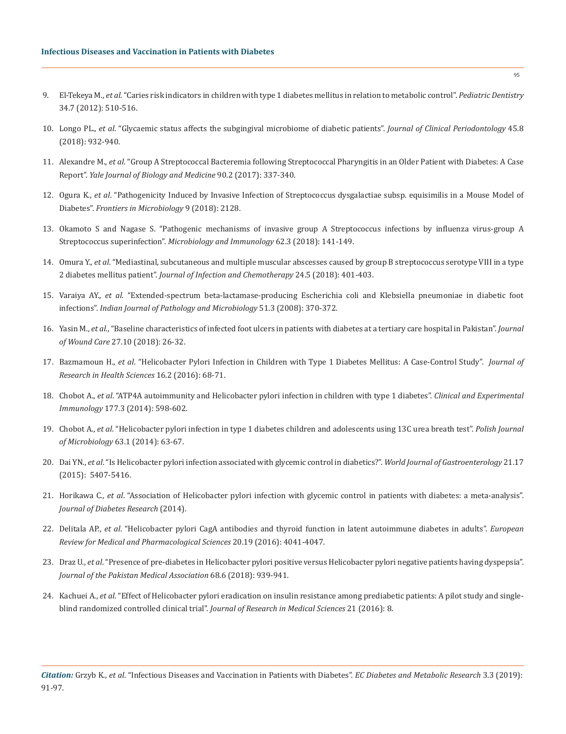9. El-Tekeya M., *et al*. "Caries risk indicators in children with type 1 diabetes mellitus in relation to metabolic control". *Pediatric Dentistry* 34.7 (2012): 510-516.

10. Longo PL., *et al*. "Glycaemic status affects the subgingival microbiome of diabetic patients". *Journal of Clinical Periodontology* 45.8 (2018): 932-940.

11. Alexandre M., *et al*. "Group A Streptococcal Bacteremia following Streptococcal Pharyngitis in an Older Patient with Diabetes: A Case Report". *Yale Journal of Biology and Medicine* 90.2 (2017): 337-340.

12. Ogura K., *et al*. "Pathogenicity Induced by Invasive Infection of Streptococcus dysgalactiae subsp. equisimilis in a Mouse Model of Diabetes". *Frontiers in Microbiology* 9 (2018): 2128.

13. Okamoto S and Nagase S. "Pathogenic mechanisms of invasive group A Streptococcus infections by influenza virus-group A Streptococcus superinfection". *Microbiology and Immunology* 62.3 (2018): 141-149.

14. Omura Y., *et al*. "Mediastinal, subcutaneous and multiple muscular abscesses caused by group B streptococcus serotype VIII in a type 2 diabetes mellitus patient". *Journal of Infection and Chemotherapy* 24.5 (2018): 401-403.

15. Varaiya AY., *et al*. "Extended-spectrum beta-lactamase-producing Escherichia coli and Klebsiella pneumoniae in diabetic foot infections". *Indian Journal of Pathology and Microbiology* 51.3 (2008): 370-372.

16. Yasin M., *et al*., "Baseline characteristics of infected foot ulcers in patients with diabetes at a tertiary care hospital in Pakistan". *Journal of Wound Care* 27.10 (2018): 26-32.

17. Bazmamoun H., *et al*. "Helicobacter Pylori Infection in Children with Type 1 Diabetes Mellitus: A Case-Control Study". *Journal of Research in Health Sciences* 16.2 (2016): 68-71.

18. Chobot A., *et al*. "ATP4A autoimmunity and Helicobacter pylori infection in children with type 1 diabetes". *Clinical and Experimental Immunology* 177.3 (2014): 598-602.

19. Chobot A., *et al*. "Helicobacter pylori infection in type 1 diabetes children and adolescents using 13C urea breath test". *Polish Journal of Microbiology* 63.1 (2014): 63-67.

20. Dai YN., *et al*. "Is Helicobacter pylori infection associated with glycemic control in diabetics?". *World Journal of Gastroenterology* 21.17 (2015): 5407-5416.

21. Horikawa C., *et al*. "Association of Helicobacter pylori infection with glycemic control in patients with diabetes: a meta-analysis". *Journal of Diabetes Research* (2014).

22. Delitala AP., *et al*. "Helicobacter pylori CagA antibodies and thyroid function in latent autoimmune diabetes in adults". *European Review for Medical and Pharmacological Sciences* 20.19 (2016): 4041-4047.

23. Draz U., *et al*. "Presence of pre-diabetes in Helicobacter pylori positive versus Helicobacter pylori negative patients having dyspepsia". *Journal of the Pakistan Medical Association* 68.6 (2018): 939-941.

24. Kachuei A., *et al*. "Effect of Helicobacter pylori eradication on insulin resistance among prediabetic patients: A pilot study and single-blind randomized controlled clinical trial". *Journal of Research in Medical Sciences* 21 (2016): 8.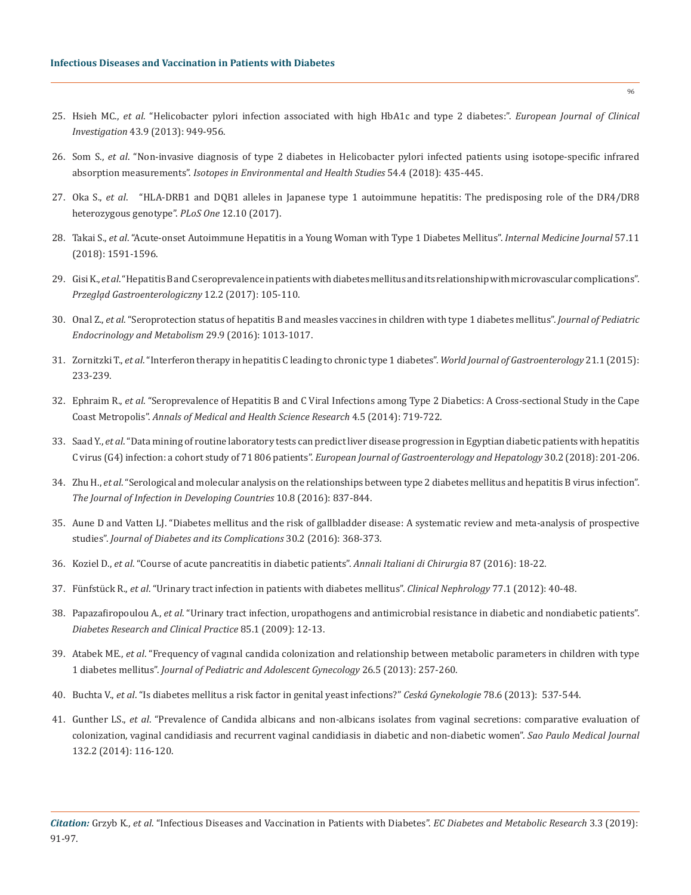25. Hsieh MC., *et al*. "Helicobacter pylori infection associated with high HbA1c and type 2 diabetes:". *European Journal of Clinical Investigation* 43.9 (2013): 949-956.

26. Som S., *et al*. "Non-invasive diagnosis of type 2 diabetes in Helicobacter pylori infected patients using isotope-specific infrared absorption measurements". *Isotopes in Environmental and Health Studies* 54.4 (2018): 435-445.

27. Oka S., *et al*. "HLA-DRB1 and DQB1 alleles in Japanese type 1 autoimmune hepatitis: The predisposing role of the DR4/DR8 heterozygous genotype". *PLoS One* 12.10 (2017).

28. Takai S., *et al*. "Acute-onset Autoimmune Hepatitis in a Young Woman with Type 1 Diabetes Mellitus". *Internal Medicine Journal* 57.11 (2018): 1591-1596.

29. Gisi K., *et al*. "Hepatitis B and C seroprevalence in patients with diabetes mellitus and its relationship with microvascular complications". *Przegląd Gastroenterologiczny* 12.2 (2017): 105-110.

30. Onal Z., *et al*. "Seroprotection status of hepatitis B and measles vaccines in children with type 1 diabetes mellitus". *Journal of Pediatric Endocrinology and Metabolism* 29.9 (2016): 1013-1017.

31. Zornitzki T., *et al*. "Interferon therapy in hepatitis C leading to chronic type 1 diabetes". *World Journal of Gastroenterology* 21.1 (2015): 233-239.

32. Ephraim R., *et al*. "Seroprevalence of Hepatitis B and C Viral Infections among Type 2 Diabetics: A Cross-sectional Study in the Cape Coast Metropolis". *Annals of Medical and Health Science Research* 4.5 (2014): 719-722.

33. Saad Y., *et al*. "Data mining of routine laboratory tests can predict liver disease progression in Egyptian diabetic patients with hepatitis C virus (G4) infection: a cohort study of 71 806 patients". *European Journal of Gastroenterology and Hepatology* 30.2 (2018): 201-206.

34. Zhu H., *et al*. "Serological and molecular analysis on the relationships between type 2 diabetes mellitus and hepatitis B virus infection". *The Journal of Infection in Developing Countries* 10.8 (2016): 837-844.

35. Aune D and Vatten LJ. "Diabetes mellitus and the risk of gallbladder disease: A systematic review and meta-analysis of prospective studies". *Journal of Diabetes and its Complications* 30.2 (2016): 368-373.

36. Koziel D., *et al*. "Course of acute pancreatitis in diabetic patients". *Annali Italiani di Chirurgia* 87 (2016): 18-22.

37. Fünfstück R., *et al*. "Urinary tract infection in patients with diabetes mellitus". *Clinical Nephrology* 77.1 (2012): 40-48.

38. Papazafiropoulou A., *et al*. "Urinary tract infection, uropathogens and antimicrobial resistance in diabetic and nondiabetic patients". *Diabetes Research and Clinical Practice* 85.1 (2009): 12-13.

39. Atabek ME., *et al*. "Frequency of vagınal candida colonization and relationship between metabolic parameters in children with type 1 diabetes mellitus". *Journal of Pediatric and Adolescent Gynecology* 26.5 (2013): 257-260.

40. Buchta V., *et al*. "Is diabetes mellitus a risk factor in genital yeast infections?" *Ceská Gynekologie* 78.6 (2013): 537-544.

41. Gunther LS., *et al*. "Prevalence of Candida albicans and non-albicans isolates from vaginal secretions: comparative evaluation of colonization, vaginal candidiasis and recurrent vaginal candidiasis in diabetic and non-diabetic women". *Sao Paulo Medical Journal* 132.2 (2014): 116-120.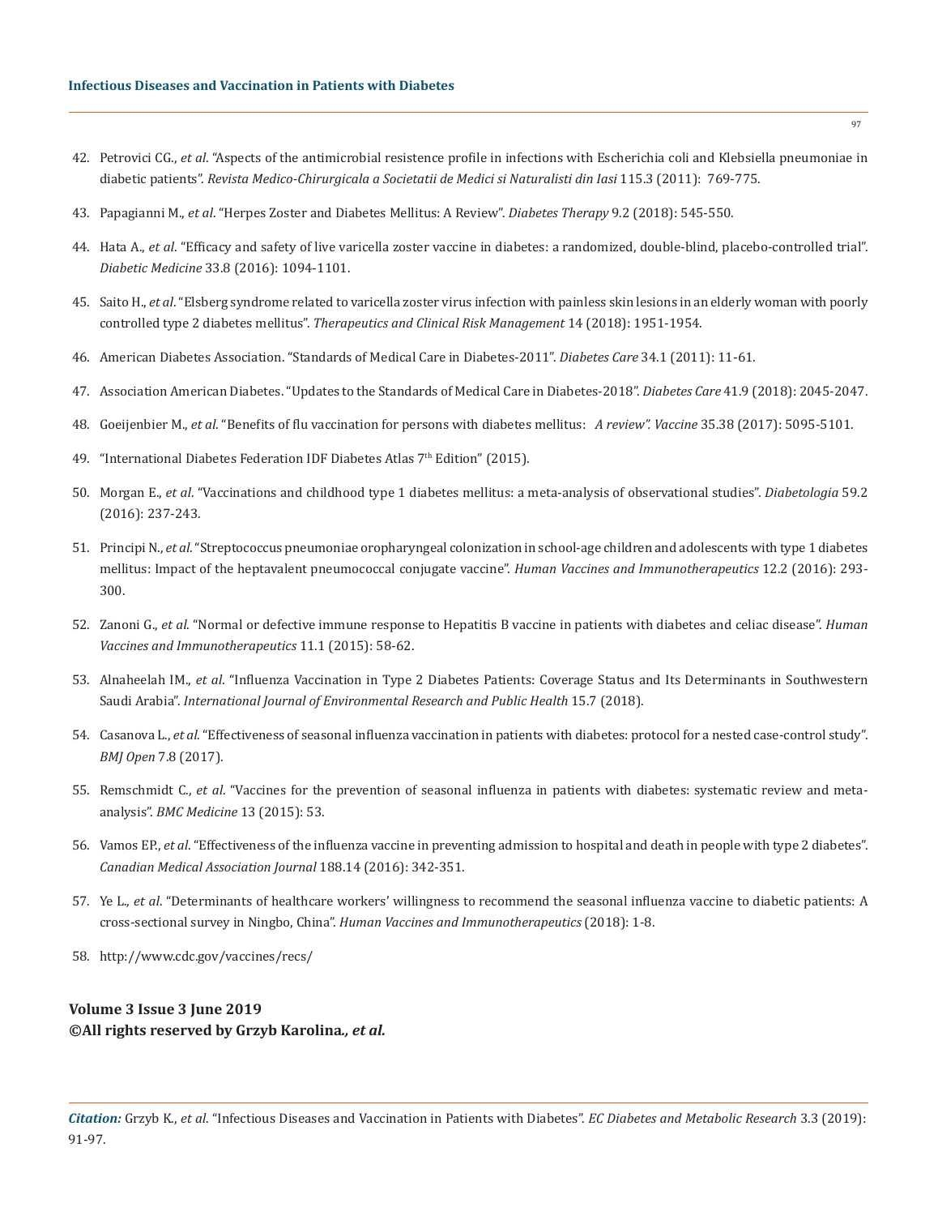42. Petrovici CG., *et al*. "Aspects of the antimicrobial resistence profile in infections with Escherichia coli and Klebsiella pneumoniae in diabetic patients". *Revista Medico-Chirurgicala a Societatii de Medici si Naturalisti din Iasi* 115.3 (2011): 769-775.

43. Papagianni M., *et al*. "Herpes Zoster and Diabetes Mellitus: A Review". *Diabetes Therapy* 9.2 (2018): 545-550.

44. Hata A., *et al*. "Efficacy and safety of live varicella zoster vaccine in diabetes: a randomized, double-blind, placebo-controlled trial". *Diabetic Medicine* 33.8 (2016): 1094-1101.

45. Saito H., *et al*. "Elsberg syndrome related to varicella zoster virus infection with painless skin lesions in an elderly woman with poorly controlled type 2 diabetes mellitus". *Therapeutics and Clinical Risk Management* 14 (2018): 1951-1954.

46. American Diabetes Association. "Standards of Medical Care in Diabetes-2011". *Diabetes Care* 34.1 (2011): 11-61.

47. Association American Diabetes. "Updates to the Standards of Medical Care in Diabetes-2018". *Diabetes Care* 41.9 (2018): 2045-2047.

48. Goeijenbier M., *et al*. "Benefits of flu vaccination for persons with diabetes mellitus: *A review". Vaccine* 35.38 (2017): 5095-5101.

49. "International Diabetes Federation IDF Diabetes Atlas 7th Edition" (2015).

50. Morgan E., *et al*. "Vaccinations and childhood type 1 diabetes mellitus: a meta-analysis of observational studies". *Diabetologia* 59.2 (2016): 237-243.

51. Principi N., *et al*. "Streptococcus pneumoniae oropharyngeal colonization in school-age children and adolescents with type 1 diabetes mellitus: Impact of the heptavalent pneumococcal conjugate vaccine". *Human Vaccines and Immunotherapeutics* 12.2 (2016): 293-300.

52. Zanoni G., *et al*. "Normal or defective immune response to Hepatitis B vaccine in patients with diabetes and celiac disease". *Human Vaccines and Immunotherapeutics* 11.1 (2015): 58-62.

53. Alnaheelah IM., *et al*. "Influenza Vaccination in Type 2 Diabetes Patients: Coverage Status and Its Determinants in Southwestern Saudi Arabia". *International Journal of Environmental Research and Public Health* 15.7 (2018).

54. Casanova L., *et al*. "Effectiveness of seasonal influenza vaccination in patients with diabetes: protocol for a nested case-control study". *BMJ Open* 7.8 (2017).

55. Remschmidt C., *et al*. "Vaccines for the prevention of seasonal influenza in patients with diabetes: systematic review and meta-analysis". *BMC Medicine* 13 (2015): 53.

56. Vamos EP., *et al*. "Effectiveness of the influenza vaccine in preventing admission to hospital and death in people with type 2 diabetes". *Canadian Medical Association Journal* 188.14 (2016): 342-351.

57. Ye L., *et al*. "Determinants of healthcare workers' willingness to recommend the seasonal influenza vaccine to diabetic patients: A cross-sectional survey in Ningbo, China". *Human Vaccines and Immunotherapeutics* (2018): 1-8.

58. http://www.cdc.gov/vaccines/recs/

**Volume 3 Issue 3 June 2019**
**©All rights reserved by Grzyb Karolina*., et al.***